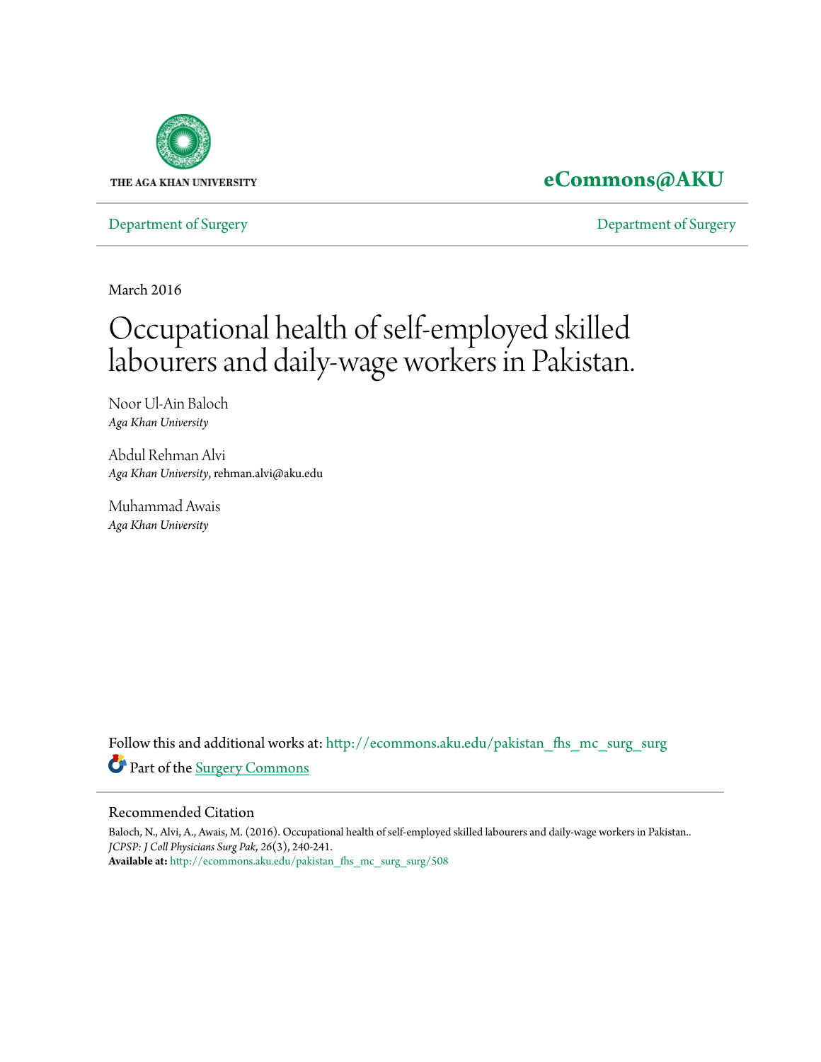THE AGA KHAN UNIVERSITY

**eCommons@AKU**

Department of Surgery | Department of Surgery

March 2016

# Occupational health of self-employed skilled labourers and daily-wage workers in Pakistan.

Noor Ul-Ain Baloch
*Aga Khan University*

Abdul Rehman Alvi
*Aga Khan University*, rehman.alvi@aku.edu

Muhammad Awais
*Aga Khan University*

Follow this and additional works at: http://ecommons.aku.edu/pakistan_fhs_mc_surg_surg

Part of the Surgery Commons

## Recommended Citation

Baloch, N., Alvi, A., Awais, M. (2016). Occupational health of self-employed skilled labourers and daily-wage workers in Pakistan.. *JCPSP: J Coll Physicians Surg Pak, 26*(3), 240-241.
**Available at:** http://ecommons.aku.edu/pakistan_fhs_mc_surg_surg/508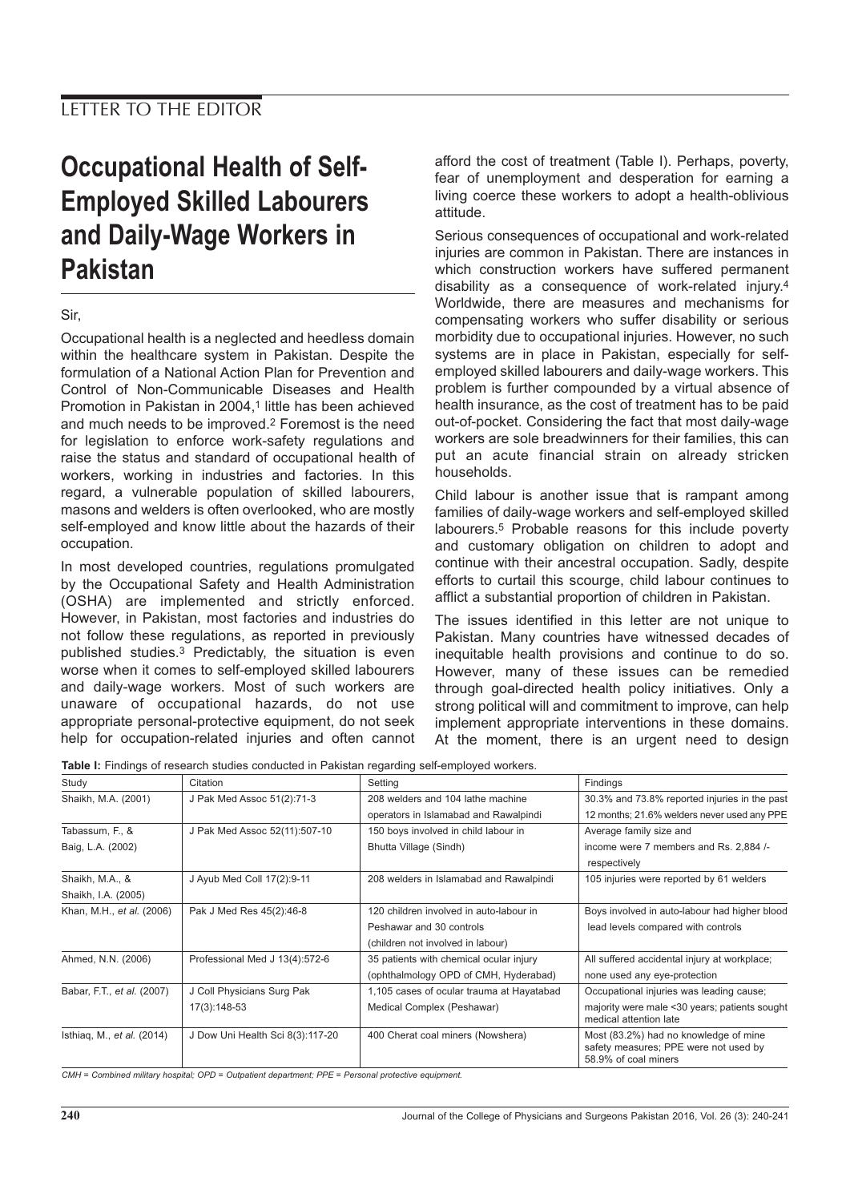LETTER TO THE EDITOR

# Occupational Health of Self-Employed Skilled Labourers and Daily-Wage Workers in Pakistan

Sir,

Occupational health is a neglected and heedless domain within the healthcare system in Pakistan. Despite the formulation of a National Action Plan for Prevention and Control of Non-Communicable Diseases and Health Promotion in Pakistan in 2004,[1] little has been achieved and much needs to be improved.[2] Foremost is the need for legislation to enforce work-safety regulations and raise the status and standard of occupational health of workers, working in industries and factories. In this regard, a vulnerable population of skilled labourers, masons and welders is often overlooked, who are mostly self-employed and know little about the hazards of their occupation.

In most developed countries, regulations promulgated by the Occupational Safety and Health Administration (OSHA) are implemented and strictly enforced. However, in Pakistan, most factories and industries do not follow these regulations, as reported in previously published studies.[3] Predictably, the situation is even worse when it comes to self-employed skilled labourers and daily-wage workers. Most of such workers are unaware of occupational hazards, do not use appropriate personal-protective equipment, do not seek help for occupation-related injuries and often cannot afford the cost of treatment (Table I). Perhaps, poverty, fear of unemployment and desperation for earning a living coerce these workers to adopt a health-oblivious attitude.

Serious consequences of occupational and work-related injuries are common in Pakistan. There are instances in which construction workers have suffered permanent disability as a consequence of work-related injury.[4] Worldwide, there are measures and mechanisms for compensating workers who suffer disability or serious morbidity due to occupational injuries. However, no such systems are in place in Pakistan, especially for self-employed skilled labourers and daily-wage workers. This problem is further compounded by a virtual absence of health insurance, as the cost of treatment has to be paid out-of-pocket. Considering the fact that most daily-wage workers are sole breadwinners for their families, this can put an acute financial strain on already stricken households.

Child labour is another issue that is rampant among families of daily-wage workers and self-employed skilled labourers.[5] Probable reasons for this include poverty and customary obligation on children to adopt and continue with their ancestral occupation. Sadly, despite efforts to curtail this scourge, child labour continues to afflict a substantial proportion of children in Pakistan.

The issues identified in this letter are not unique to Pakistan. Many countries have witnessed decades of inequitable health provisions and continue to do so. However, many of these issues can be remedied through goal-directed health policy initiatives. Only a strong political will and commitment to improve, can help implement appropriate interventions in these domains. At the moment, there is an urgent need to design

**Table I:** Findings of research studies conducted in Pakistan regarding self-employed workers.

| Study | Citation | Setting | Findings |
|---|---|---|---|
| Shaikh, M.A. (2001) | J Pak Med Assoc 51(2):71-3 | 208 welders and 104 lathe machine operators in Islamabad and Rawalpindi | 30.3% and 73.8% reported injuries in the past 12 months; 21.6% welders never used any PPE |
| Tabassum, F., & Baig, L.A. (2002) | J Pak Med Assoc 52(11):507-10 | 150 boys involved in child labour in Bhutta Village (Sindh) | Average family size and income were 7 members and Rs. 2,884 /- respectively |
| Shaikh, M.A., & Shaikh, I.A. (2005) | J Ayub Med Coll 17(2):9-11 | 208 welders in Islamabad and Rawalpindi | 105 injuries were reported by 61 welders |
| Khan, M.H., *et al.* (2006) | Pak J Med Res 45(2):46-8 | 120 children involved in auto-labour in Peshawar and 30 controls (children not involved in labour) | Boys involved in auto-labour had higher blood lead levels compared with controls |
| Ahmed, N.N. (2006) | Professional Med J 13(4):572-6 | 35 patients with chemical ocular injury (ophthalmology OPD of CMH, Hyderabad) | All suffered accidental injury at workplace; none used any eye-protection |
| Babar, F.T., *et al.* (2007) | J Coll Physicians Surg Pak 17(3):148-53 | 1,105 cases of ocular trauma at Hayatabad Medical Complex (Peshawar) | Occupational injuries was leading cause; majority were male <30 years; patients sought medical attention late |
| Isthiaq, M., *et al.* (2014) | J Dow Uni Health Sci 8(3):117-20 | 400 Cherat coal miners (Nowshera) | Most (83.2%) had no knowledge of mine safety measures; PPE were not used by 58.9% of coal miners |

*CMH = Combined military hospital; OPD = Outpatient department; PPE = Personal protective equipment.*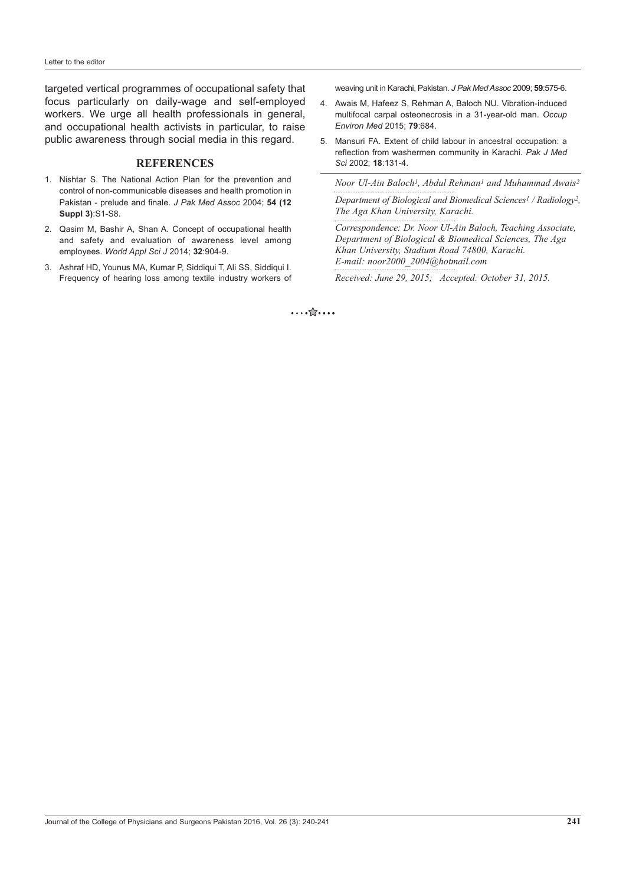targeted vertical programmes of occupational safety that focus particularly on daily-wage and self-employed workers. We urge all health professionals in general, and occupational health activists in particular, to raise public awareness through social media in this regard.

## REFERENCES

1. Nishtar S. The National Action Plan for the prevention and control of non-communicable diseases and health promotion in Pakistan - prelude and finale. *J Pak Med Assoc* 2004; **54 (12 Suppl 3)**:S1-S8.
2. Qasim M, Bashir A, Shan A. Concept of occupational health and safety and evaluation of awareness level among employees. *World Appl Sci J* 2014; **32**:904-9.
3. Ashraf HD, Younus MA, Kumar P, Siddiqui T, Ali SS, Siddiqui I. Frequency of hearing loss among textile industry workers of weaving unit in Karachi, Pakistan. *J Pak Med Assoc* 2009; **59**:575-6.
4. Awais M, Hafeez S, Rehman A, Baloch NU. Vibration-induced multifocal carpal osteonecrosis in a 31-year-old man. *Occup Environ Med* 2015; **79**:684.
5. Mansuri FA. Extent of child labour in ancestral occupation: a reflection from washermen community in Karachi. *Pak J Med Sci* 2002; **18**:131-4.

*Noor Ul-Ain Baloch[1], Abdul Rehman[1] and Muhammad Awais[2]*

*Department of Biological and Biomedical Sciences[1] / Radiology[2], The Aga Khan University, Karachi.*

*Correspondence: Dr. Noor Ul-Ain Baloch, Teaching Associate, Department of Biological & Biomedical Sciences, The Aga Khan University, Stadium Road 74800, Karachi.*
*E-mail: noor2000_2004@hotmail.com*

*Received: June 29, 2015; Accepted: October 31, 2015.*